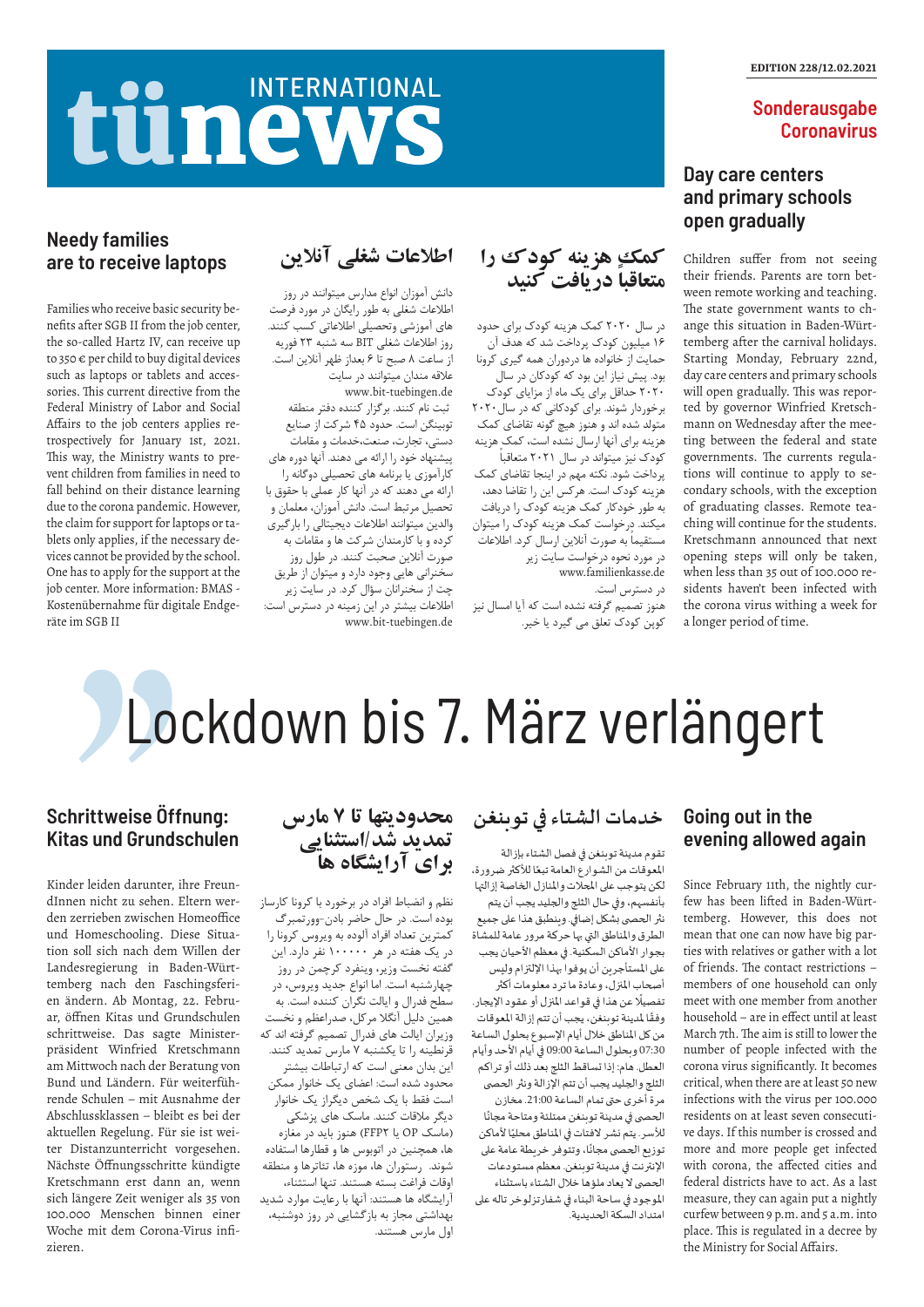# tünews INTERNATIONAL

EDITION 228/12.02.2021

**Sonderausgabe Coronavirus**

## Day care centers and primary schools open gradually

Children suffer from not seeing their friends. Parents are torn between remote working and teaching. The state government wants to change this situation in Baden-Württemberg after the carnival holidays. Starting Monday, February 22nd, day care centers and primary schools will open gradually. This was reported by governor Winfried Kretschmann on Wednesday after the meeting between the federal and state governments. The currents regulations will continue to apply to secondary schools, with the exception of graduating classes. Remote teaching will continue for the students. Kretschmann announced that next opening steps will only be taken, when less than 35 out of 100.000 residents haven't been infected with the corona virus withing a week for a longer period of time.

## کمکِ هزینه کودک را متعاقباً دریافت کنید

در سال ۲۰۲۰ کمک هزینه کودک برای حدود ۱۶ میلیون کودک پرداخت شد که هدف آن حمایت از خانواده ها دردوران همه گیری کرونا بود. پیش نیاز این بود که کودکان در سال ۲۰۲۰ حداقل برای یک ماه از مزایای کودک برخوردار شوند. برای کودکانی که در سال۲۰۲۰ متولد شده اند و هنوز هیچ گونه تقاضای کمک هزینه برای آنها ارسال نشده است، کمک هزینه کودک نیز میتواند در سال ۲۰۲۱ متعاقباً پرداخت شود. نکته مهم در اینجا تقاضای کمک هزینه کودک است. هرکس این را تقاضا دهد، به طور خودکار کمک هزینه کودک را دریافت میکند. درخواست کمک هزینه کودک را میتوان مستقیما به صورت آنلاین ارسال کرد. اطلاعات در مورد نحوه درخواست سایت زیر www.familienkasse.de در دسترس است.

هنوز تصمیم گرفته نشده است که آیا امسال نیز کوپن کودک تعلق می گیرد یا خیر.

## اطلاعات شغلی آنلاین

دانش آموزان انواع مدارس میتوانند در روز اطلاعات شغلی به طور رایگان در مورد فرصت های آموزشی وتحصیلی اطلاعاتی کسب کنند. روز اطلاعات شغلی BIT سه شنبه ۲۳ فوریه از ساعت ۸ صبح تا ۶ بعداز ظهر آنلاین است. علاقه مندان میتوانند در سایت www.bit-tuebingen.de ثبت نام کنند. برگزار کننده دفتر منطقه توبینگن است. حدود ۴۵ شرکت از صنایع دستی، تجارت، صنعت،خدمات و مقامات پیشنهاد خود را ارائه می دهند. آنها دوره های کارآموزی یا برنامه های تحصیلی دوگانه را ارائه می دهند که در آنها کار عملی با حقوق با تحصیل مرتبط است. دانش آموزان، معلمان و والدین میتوانند اطلاعات دیجیتالی را بارگیری کرده و با کارمندان شرکت ها و مقامات به صورت آنلاین صحبت کنند. در طول روز سخنرانی هایی وجود دارد و میتوان از طریق چت از سخنرانان سؤال کرد. در سایت زیر اطلاعات بیشتر در این زمینه در دسترس است: www.bit-tuebingen.de

## Needy families are to receive laptops

Families who receive basic security benefits after SGB II from the job center, the so-called Hartz IV, can receive up to 350 € per child to buy digital devices such as laptops or tablets and accessories. This current directive from the Federal Ministry of Labor and Social Affairs to the job centers applies retrospectively for January 1st, 2021. This way, the Ministry wants to prevent children from families in need to fall behind on their distance learning due to the corona pandemic. However, the claim for support for laptops or tablets only applies, if the necessary devices cannot be provided by the school. One has to apply for the support at the job center. More information: BMAS - Kostenübernahme für digitale Endgeräte im SGB II

# Lockdown bis 7. März verlängert

## Going out in the evening allowed again

Since February 11th, the nightly curfew has been lifted in Baden-Württemberg. However, this does not mean that one can now have big parties with relatives or gather with a lot of friends. The contact restrictions – members of one household can only meet with one member from another household – are in effect until at least March 7th. The aim is still to lower the number of people infected with the corona virus significantly. It becomes critical, when there are at least 50 new infections with the virus per 100.000 residents on at least seven consecutive days. If this number is crossed and more and more people get infected with corona, the affected cities and federal districts have to act. As a last measure, they can again put a nightly curfew between 9 p.m. and 5 a.m. into place. This is regulated in a decree by the Ministry for Social Affairs.

## خدمات الشتاء في توبنغن

تقوم مدينة توبنغن في فصل الشتاء بإزالة المعوقات من الشوارع العامة تبعًا للأكثر ضرورة، لكن يتوجب على المحلات والمنازل الخاصة إزالتها بأنفسهم، وفي حال الثلج والجليد يجب أن يتم نثر الحصى بشكل إضافي. وينطبق هذا على جميع الطرق والمناطق التي بها حركة مرور عامة للمشاة بجوار الأماكن السكنية. في معظم الأحيان يجب على المستأجرين أن يوفوا بهذا الإلتزام وليس أصحاب المنزل، وعادة ما ترد معلومات أكثر تفصيلًا عن هذا في قواعد المنزل أو عقود الإيجار. وفقًا لمدينة توبنغن، يجب أن تتم إزالة المعوقات من كل المناطق خلال أيام الإسبوع بحلول الساعة 07:30 وبحلول الساعة 09:00 في أيام الأحد وأيام العطل. هام: إذا تساقط الثلج بعد ذلك أو تراكم الثلج والجليد يجب أن تتم الإزالة ونثر الحصى مرة أخرى حتى تمام الساعة 21:00. مخازن الحصى في مدينة توبنغن ممتلئة ومتاحة مجانًا للأسر. يتم نشر لافتات في المناطق محليًا لأماكن توزيع الحصى مجانًا، وتتوفر خريطة عامة على الإنترنت في مدينة توبنغن. معظم مستودعات الحصى لا يعاد ملؤها خلال الشتاء باستثناء الموجود في ساحة البناء في شفارتزلوخر تاله على امتداد السكة الحديدية.

## محدودیتها تا ۷ مارس تمدید شد/استثنایی برای آرایشگاه ها

نظم و انضباط افراد در برخورد با کرونا کارساز بوده است. در حال حاضر بادن-وورتمبرگ کمترین تعداد افراد آلوده به ویروس کرونا را در یک هفته در هر ۱۰۰۰۰۰ نفر دارد. این گفته نخست وزیر، وینفرد کرچمن در روز چهارشنبه است. اما انواع جدید ویروس، در سطح فدرال و ایالت نگران کننده است. به همین دلیل آنگلا مرکل، صدراعظم و نخست وزیران ایالت های فدرال تصمیم گرفته اند که قرنطینه را تا یکشنبه ۷ مارس تمدید کنند. این بدان معنی است که ارتباطات بیشتر محدود شده است: اعضای یک خانوار ممکن است فقط با یک شخص دیگراز یک خانوار دیگر ملاقات کنند. ماسک های پزشکی (ماسک OP یا FFP۲) هنوز باید در مغازه ها، همچنین در اتوبوس ها و قطارها استفاده شوند. رستوران ها، موزه ها، تئاترها و منطقه اوقات فراغت بسته هستند. تنها استثناء، آرایشگاه ها هستند: آنها با رعایت موارد شدید بهداشتی مجاز به بازگشایی در روز دوشنبه، اول مارس هستند.

## Schrittweise Öffnung: Kitas und Grundschulen

Kinder leiden darunter, ihre FreundInnen nicht zu sehen. Eltern werden zerrieben zwischen Homeoffice und Homeschooling. Diese Situation soll sich nach dem Willen der Landesregierung in Baden-Württemberg nach den Faschingsferien ändern. Ab Montag, 22. Februar, öffnen Kitas und Grundschulen schrittweise. Das sagte Ministerpräsident Winfried Kretschmann am Mittwoch nach der Beratung von Bund und Ländern. Für weiterführende Schulen – mit Ausnahme der Abschlussklassen – bleibt es bei der aktuellen Regelung. Für sie ist weiter Distanzunterricht vorgesehen. Nächste Öffnungsschritte kündigte Kretschmann erst dann an, wenn sich längere Zeit weniger als 35 von 100.000 Menschen binnen einer Woche mit dem Corona-Virus infizieren.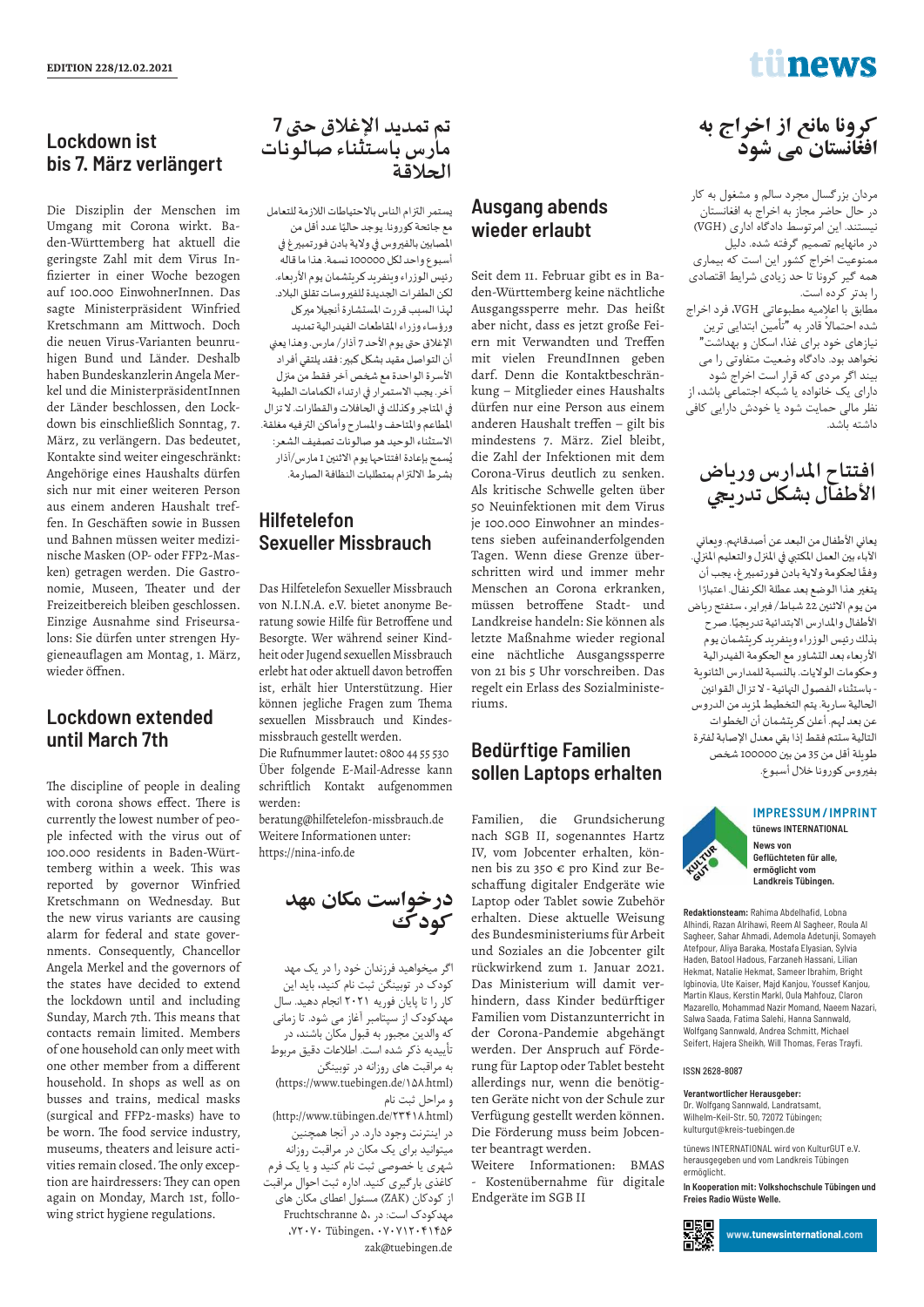EDITION 228/12.02.2021

tünews

## Lockdown ist bis 7. März verlängert

Die Disziplin der Menschen im Umgang mit Corona wirkt. Baden-Württemberg hat aktuell die geringste Zahl mit dem Virus Infizierter in einer Woche bezogen auf 100.000 EinwohnerInnen. Das sagte Ministerpräsident Winfried Kretschmann am Mittwoch. Doch die neuen Virus-Varianten beunruhigen Bund und Länder. Deshalb haben Bundeskanzlerin Angela Merkel und die MinisterpräsidentInnen der Länder beschlossen, den Lockdown bis einschließlich Sonntag, 7. März, zu verlängern. Das bedeutet, Kontakte sind weiter eingeschränkt: Angehörige eines Haushalts dürfen sich nur mit einer weiteren Person aus einem anderen Haushalt treffen. In Geschäften sowie in Bussen und Bahnen müssen weiter medizinische Masken (OP- oder FFP2-Masken) getragen werden. Die Gastronomie, Museen, Theater und der Freizeitbereich bleiben geschlossen. Einzige Ausnahme sind Friseursalons: Sie dürfen unter strengen Hygieneauflagen am Montag, 1. März, wieder öffnen.

## Lockdown extended until March 7th

The discipline of people in dealing with corona shows effect. There is currently the lowest number of people infected with the virus out of 100.000 residents in Baden-Württemberg within a week. This was reported by governor Winfried Kretschmann on Wednesday. But the new virus variants are causing alarm for federal and state governments. Consequently, Chancellor Angela Merkel and the governors of the states have decided to extend the lockdown until and including Sunday, March 7th. This means that contacts remain limited. Members of one household can only meet with one other member from a different household. In shops as well as on busses and trains, medical masks (surgical and FFP2-masks) have to be worn. The food service industry, museums, theaters and leisure activities remain closed. The only exception are hairdressers: They can open again on Monday, March 1st, following strict hygiene regulations.

## تم تمديد الإغلاق حتى 7 مارس باستثناء صالونات الحلاقة

يستمر التزام الناس بالاحتياطات اللازمة للتعامل مع جائحة كورونا. يوجد حاليًا عدد أقل من المصابين بالفيروس في ولاية بادن فورتمبيرغ في أسبوع واحد لكل 100000 نسمة. هذا ما قاله رئيس الوزراء وينفريد كريتشمان يوم الأربعاء. لكن الطفرات الجديدة للفيروسات تقلق البلاد. لهذا السبب قررت المستشارة أنجيلا ميركل ورؤساء وزراء المقاطعات الفيدرالية تمديد الإغلاق حتى يوم الأحد 7 آذار/ مارس. وهذا يعني أن التواصل مقيد بشكل كبير: فقد يلتقي أفراد الأسرة الواحدة مع شخص آخر فقط من منزل آخر. يجب الاستمرار في ارتداء الكمامات الطبية في المتاجر وكذلك في الحافلات والقطارات. لا تزال المطاعم والمتاحف والمسارح وأماكن الترفيه مغلقة. الاستثناء الوحيد هو صالونات تصفيف الشعر: يُسمح بإعادة افتتاحها يوم الاثنين 1 مارس/آذار بشرط الالتزام بمتطلبات النظافة الصارمة.

## Hilfetelefon Sexueller Missbrauch

Das Hilfetelefon Sexueller Missbrauch von N.I.N.A. e.V. bietet anonyme Beratung sowie Hilfe für Betroffene und Besorgte. Wer während seiner Kindheit oder Jugend sexuellen Missbrauch erlebt hat oder aktuell davon betroffen ist, erhält hier Unterstützung. Hier können jegliche Fragen zum Thema sexuellen Missbrauch und Kindesmissbrauch gestellt werden.
Die Rufnummer lautet: 0800 44 55 530
Über folgende E-Mail-Adresse kann schriftlich Kontakt aufgenommen werden:
beratung@hilfetelefon-missbrauch.de
Weitere Informationen unter:
https://nina-info.de

## درخواست مکان مهد کودک

اگر میخواهید فرزندان خود را در یک مهد کودک در توبینگن ثبت نام کنید، باید این کار را تا پایان فوریه ۲۰۲۱ انجام دهید. سال مهدکودک از سپتامبر آغاز می شود. تا زمانی که والدین مجبور به قبول مکان باشند، در تأییدیه ذکر شده است. اطلاعات دقیق مربوط به مراقبت های روزانه در توبینگن (https://www.tuebingen.de/۱۵۸.html) و مراحل ثبت نام (http://www.tübingen.de/۲۳۴۱۸.html) در اینترنت وجود دارد. در آنجا همچنین میتوانید برای یک مکان در مراقبت روزانه شهری یا خصوصی ثبت نام کنید و یا یک فرم کاغذی بارگیری کنید. اداره ثبت احوال مراقبت از کودکان (ZAK) مسئول اعطای مکان های مهدکودک است: در Fruchtschranne ۵، ۷۲۰۷۰ Tübingen، ۰۷۰۷۱۲۰۴۱۴۵۶، zak@tuebingen.de

## Ausgang abends wieder erlaubt

Seit dem 11. Februar gibt es in Baden-Württemberg keine nächtliche Ausgangssperre mehr. Das heißt aber nicht, dass es jetzt große Feiern mit Verwandten und Treffen mit vielen FreundInnen geben darf. Denn die Kontaktbeschränkung – Mitglieder eines Haushalts dürfen nur eine Person aus einem anderen Haushalt treffen – gilt bis mindestens 7. März. Ziel bleibt, die Zahl der Infektionen mit dem Corona-Virus deutlich zu senken. Als kritische Schwelle gelten über 50 Neuinfektionen mit dem Virus je 100.000 Einwohner an mindestens sieben aufeinanderfolgenden Tagen. Wenn diese Grenze überschritten wird und immer mehr Menschen an Corona erkranken, müssen betroffene Stadt- und Landkreise handeln: Sie können als letzte Maßnahme wieder regional eine nächtliche Ausgangssperre von 21 bis 5 Uhr vorschreiben. Das regelt ein Erlass des Sozialministeriums.

## Bedürftige Familien sollen Laptops erhalten

Familien, die Grundsicherung nach SGB II, sogenanntes Hartz IV, vom Jobcenter erhalten, können bis zu 350 € pro Kind zur Beschaffung digitaler Endgeräte wie Laptop oder Tablet sowie Zubehör erhalten. Diese aktuelle Weisung des Bundesministeriums für Arbeit und Soziales an die Jobcenter gilt rückwirkend zum 1. Januar 2021. Das Ministerium will damit verhindern, dass Kinder bedürftiger Familien vom Distanzunterricht in der Corona-Pandemie abgehängt werden. Der Anspruch auf Förderung für Laptop oder Tablet besteht allerdings nur, wenn die benötigten Geräte nicht von der Schule zur Verfügung gestellt werden können. Die Förderung muss beim Jobcenter beantragt werden.
Weitere Informationen: BMAS - Kostenübernahme für digitale Endgeräte im SGB II

## کرونا مانع از اخراج به افغانستان می شود

مردان بزرگسال مجرد سالم و مشغول به کار در حال حاضر مجاز به اخراج به افغانستان نیستند. این امرتوسط دادگاه اداری (VGH) در مانهایم تصمیم گرفته شده. دلیل ممنوعیت اخراج کشور این است که بیماری همه گیر کرونا تا حد زیادی شرایط اقتصادی را بدتر کرده است.
مطابق با اعلامیه مطبوعاتی VGH، فرد اخراج شده احتمالاً قادر به "تأمین ابتدایی ترین نیازهای خود برای غذا، اسکان و بهداشت" نخواهد بود. دادگاه وضعیت متفاوتی را می بیند اگر مردی که قرار است اخراج شود دارای یک خانواده یا شبکه اجتماعی باشد، از نظر مالی حمایت شود یا خودش دارایی کافی داشته باشد.

## افتتاح المدارس ورياض الأطفال بشكل تدريجي

يعاني الأطفال من البعد عن أصدقائهم. ويعاني الآباء بين العمل المكتبي في المنزل والتعليم المنزلي. وفقًا لحكومة ولاية بادن فورتمبيرغ، يجب أن تتغير هذا الوضع بعد عطلة الكرنفال. اعتبارًا من يوم الاثنين 22 شباط/ فبراير، ستفتح رياض الأطفال والمدارس الابتدائية تدريجيًا. صرح بذلك رئيس الوزراء وينفريد كريتشمان يوم الأربعاء بعد التشاور مع الحكومة الفيدرالية وحكومات الولايات. بالنسبة للمدارس الثانوية - باستثناء الفصول النهائية - لا تزال القوانين الحالية سارية. يتم التخطيط لمزيد من الدروس عن بعد لهم. أعلن كريتشمان أن الخطوات التالية ستتم فقط إذا بقي معدل الإصابة لفترة طويلة أقل من 35 من بين 100000 شخص بفيروس كورونا خلال أسبوع.

### IMPRESSUM / IMPRINT

KULTUR GUT

**tünews INTERNATIONAL**

**News von Geflüchteten für alle, ermöglicht vom Landkreis Tübingen.**

**Redaktionsteam:** Rahima Abdelhafid, Lobna Alhindi, Razan Alrihawi, Reem Al Sagheer, Roula Al Sagheer, Sahar Ahmadi, Ademola Adetunji, Somayeh Atefpour, Aliya Baraka, Mostafa Elyasian, Sylvia Haden, Batool Hadous, Farzaneh Hassani, Lilian Hekmat, Natalie Hekmat, Sameer Ibrahim, Bright Igbinovia, Ute Kaiser, Majd Kanjou, Youssef Kanjou, Martin Klaus, Kerstin Markl, Oula Mahfouz, Claron Mazarello, Mohammad Nazir Momand, Naeem Nazari, Salwa Saada, Fatima Salehi, Hanna Sannwald, Wolfgang Sannwald, Andrea Schmitt, Michael Seifert, Hajera Sheikh, Will Thomas, Feras Trayfi.

ISSN 2628-8087

**Verantwortlicher Herausgeber:**
Dr. Wolfgang Sannwald, Landratsamt, Wilhelm-Keil-Str. 50, 72072 Tübingen; kulturgut@kreis-tuebingen.de

tünews INTERNATIONAL wird von KulturGUT e.V. herausgegeben und vom Landkreis Tübingen ermöglicht.

**In Kooperation mit: Volkshochschule Tübingen und Freies Radio Wüste Welle.**

www.tunewsinternational.com